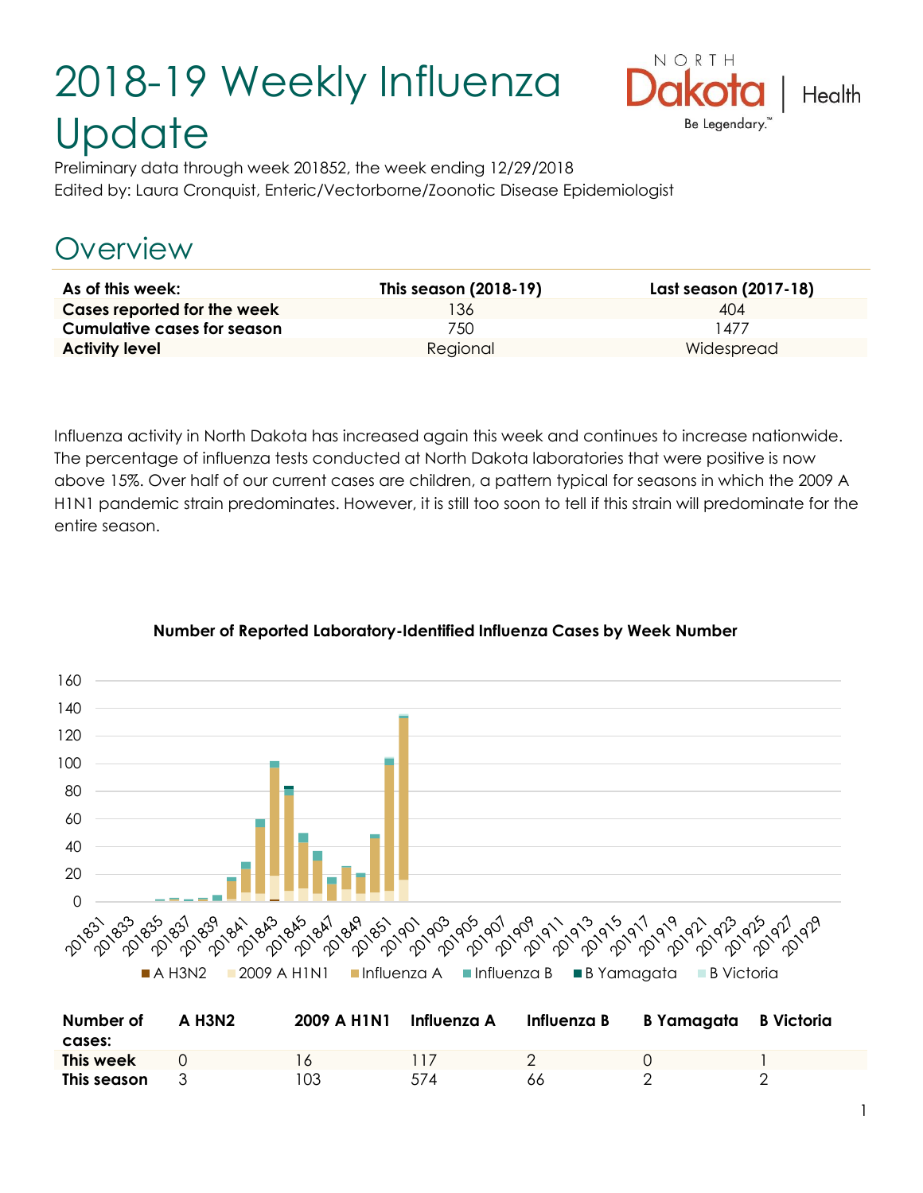# 2018-19 Weekly Influenza Update

Preliminary data through week 201852, the week ending 12/29/2018

Edited by: Laura Cronquist, Enteric/Vectorborne/Zoonotic Disease Epidemiologist

## Overview

| As of this week: | This season (2018-19) | Last season (2017-18) |
|---|---|---|
| **Cases reported for the week** | 136 | 404 |
| **Cumulative cases for season** | 750 | 1477 |
| **Activity level** | Regional | Widespread |

Influenza activity in North Dakota has increased again this week and continues to increase nationwide. The percentage of influenza tests conducted at North Dakota laboratories that were positive is now above 15%. Over half of our current cases are children, a pattern typical for seasons in which the 2009 A H1N1 pandemic strain predominates. However, it is still too soon to tell if this strain will predominate for the entire season.

**Number of Reported Laboratory-Identified Influenza Cases by Week Number**

| Number of cases: | A H3N2 | 2009 A H1N1 | Influenza A | Influenza B | B Yamagata | B Victoria |
|---|---|---|---|---|---|---|
| **This week** | 0 | 16 | 117 | 2 | 0 | 1 |
| **This season** | 3 | 103 | 574 | 66 | 2 | 2 |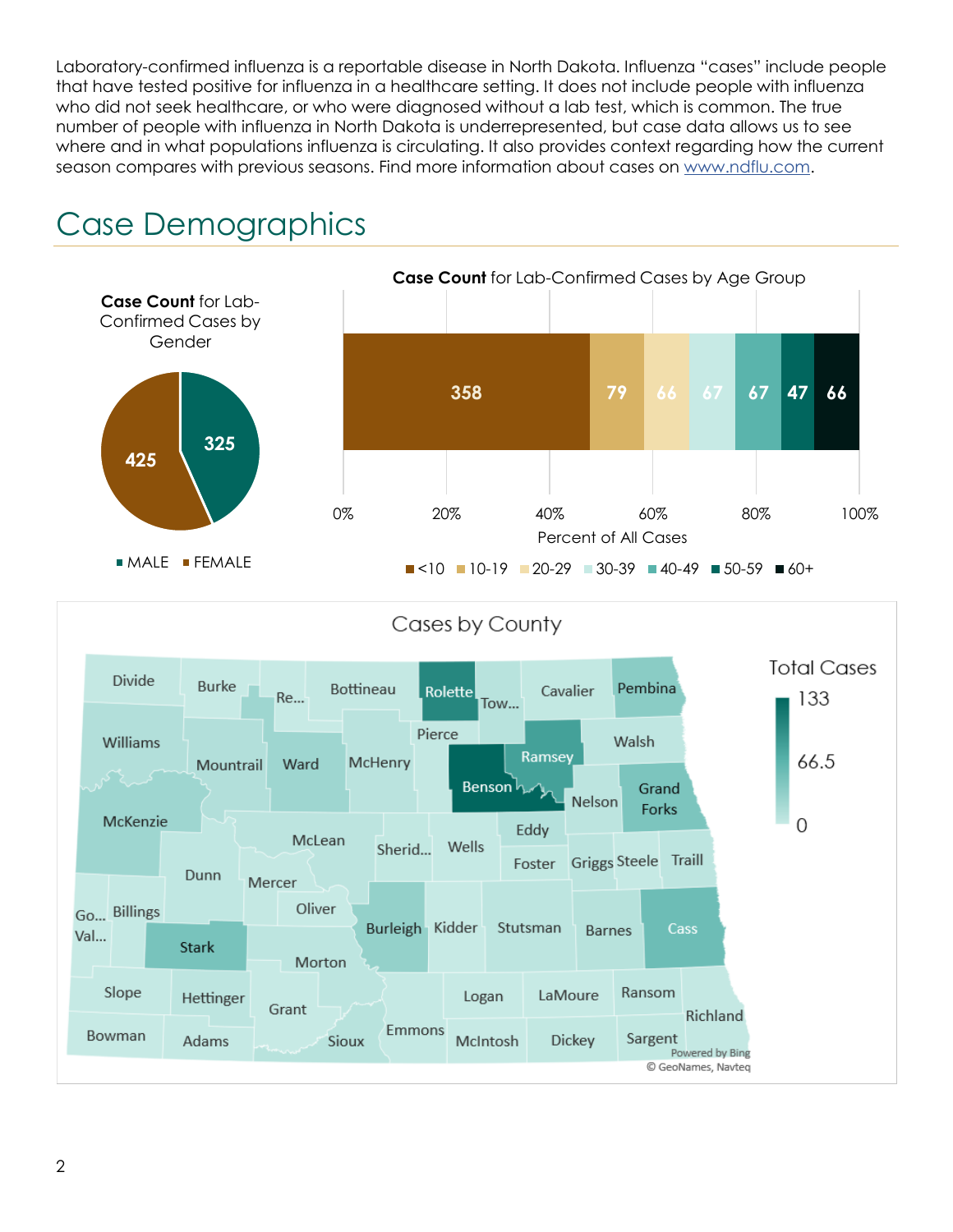Laboratory-confirmed influenza is a reportable disease in North Dakota. Influenza "cases" include people that have tested positive for influenza in a healthcare setting. It does not include people with influenza who did not seek healthcare, or who were diagnosed without a lab test, which is common. The true number of people with influenza in North Dakota is underrepresented, but case data allows us to see where and in what populations influenza is circulating. It also provides context regarding how the current season compares with previous seasons. Find more information about cases on www.ndflu.com.

# Case Demographics

**Case Count** for Lab-Confirmed Cases by Gender

| Gender | Cases |
|---|---|
| MALE | 325 |
| FEMALE | 425 |

**Case Count** for Lab-Confirmed Cases by Age Group

| Age Group | Cases |
|---|---|
| <10 | 358 |
| 10-19 | 79 |
| 20-29 | 66 |
| 30-39 | 67 |
| 40-49 | 67 |
| 50-59 | 47 |
| 60+ | 66 |

Percent of All Cases: 0%, 20%, 40%, 60%, 80%, 100%

Cases by County

Total Cases: 0, 66.5, 133

Divide, Burke, Re..., Bottineau, Rolette, Tow..., Cavalier, Pembina, Williams, Mountrail, Ward, McHenry, Pierce, Ramsey, Walsh, Benson, Nelson, Grand Forks, McKenzie, McLean, Sherid..., Wells, Eddy, Foster, Griggs, Steele, Traill, Dunn, Mercer, Go..., Val..., Billings, Oliver, Burleigh, Kidder, Stutsman, Barnes, Cass, Stark, Morton, Slope, Hettinger, Grant, Logan, LaMoure, Ransom, Richland, Bowman, Adams, Sioux, Emmons, McIntosh, Dickey, Sargent

Powered by Bing
© GeoNames, Navteq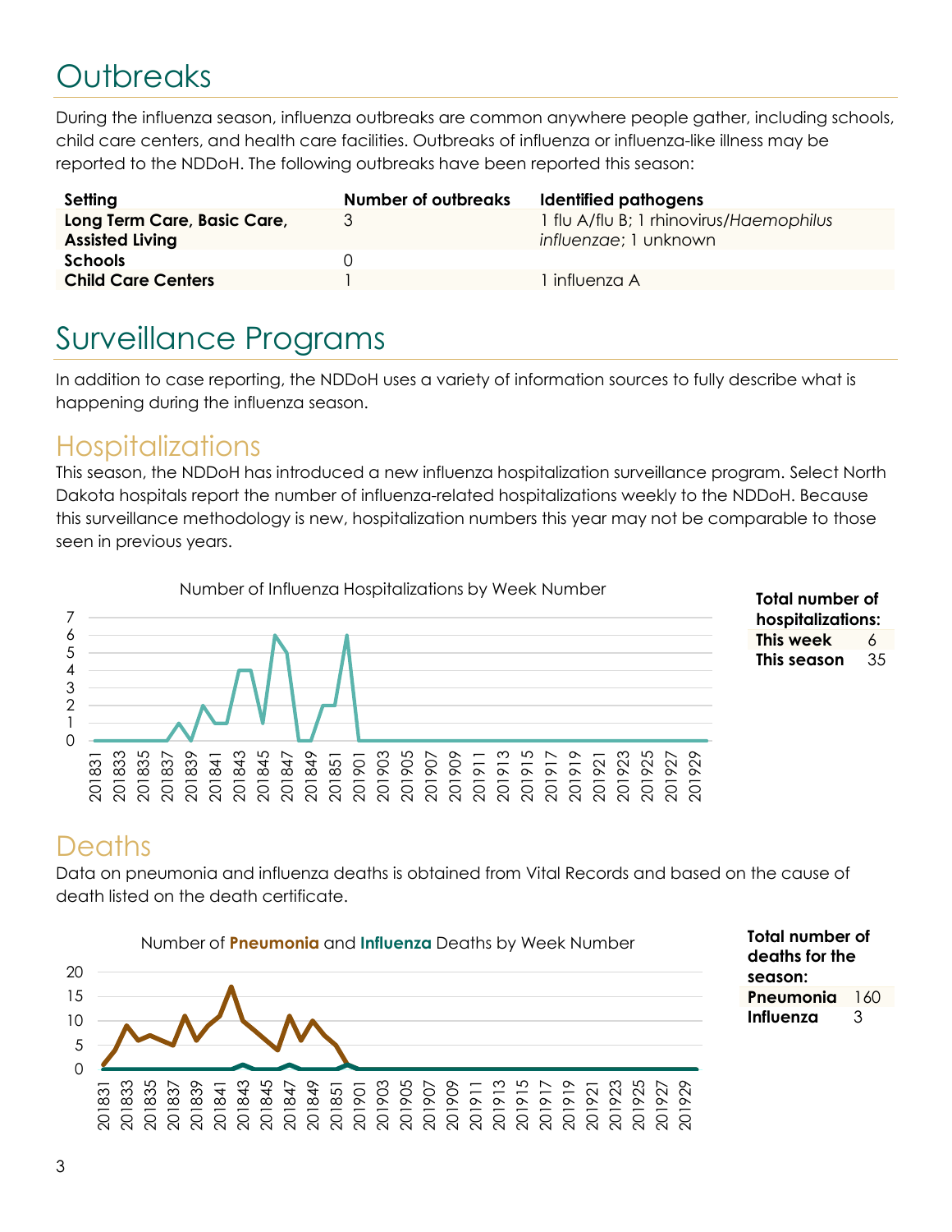# Outbreaks

During the influenza season, influenza outbreaks are common anywhere people gather, including schools, child care centers, and health care facilities. Outbreaks of influenza or influenza-like illness may be reported to the NDDoH. The following outbreaks have been reported this season:

| Setting | Number of outbreaks | Identified pathogens |
|---|---|---|
| **Long Term Care, Basic Care, Assisted Living** | 3 | 1 flu A/flu B; 1 rhinovirus/*Haemophilus influenzae*; 1 unknown |
| **Schools** | 0 | |
| **Child Care Centers** | 1 | 1 influenza A |

# Surveillance Programs

In addition to case reporting, the NDDoH uses a variety of information sources to fully describe what is happening during the influenza season.

## Hospitalizations

This season, the NDDoH has introduced a new influenza hospitalization surveillance program. Select North Dakota hospitals report the number of influenza-related hospitalizations weekly to the NDDoH. Because this surveillance methodology is new, hospitalization numbers this year may not be comparable to those seen in previous years.

Number of Influenza Hospitalizations by Week Number

**Total number of hospitalizations:**

| | |
|---|---|
| **This week** | 6 |
| **This season** | 35 |

## Deaths

Data on pneumonia and influenza deaths is obtained from Vital Records and based on the cause of death listed on the death certificate.

Number of **Pneumonia** and **Influenza** Deaths by Week Number

**Total number of deaths for the season:**

| | |
|---|---|
| **Pneumonia** | 160 |
| **Influenza** | 3 |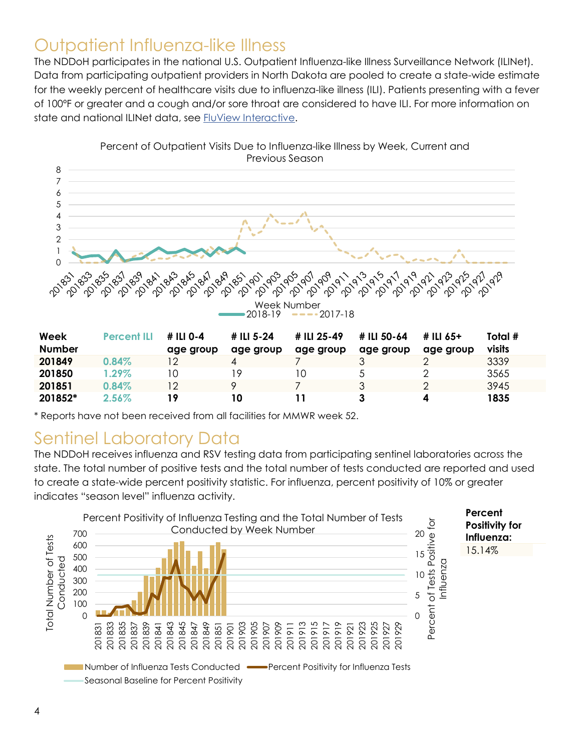# Outpatient Influenza-like Illness

The NDDoH participates in the national U.S. Outpatient Influenza-like Illness Surveillance Network (ILINet). Data from participating outpatient providers in North Dakota are pooled to create a state-wide estimate for the weekly percent of healthcare visits due to influenza-like illness (ILI). Patients presenting with a fever of 100°F or greater and a cough and/or sore throat are considered to have ILI. For more information on state and national ILINet data, see FluView Interactive.

Percent of Outpatient Visits Due to Influenza-like Illness by Week, Current and Previous Season

| Week Number | Percent ILI | # ILI 0-4 age group | # ILI 5-24 age group | # ILI 25-49 age group | # ILI 50-64 age group | # ILI 65+ age group | Total # visits |
|---|---|---|---|---|---|---|---|
| **201849** | 0.84% | 12 | 4 | 7 | 3 | 2 | 3339 |
| **201850** | 1.29% | 10 | 19 | 10 | 5 | 2 | 3565 |
| **201851** | 0.84% | 12 | 9 | 7 | 3 | 2 | 3945 |
| **201852*** | **2.56%** | **19** | **10** | **11** | **3** | **4** | **1835** |

\* Reports have not been received from all facilities for MMWR week 52.

# Sentinel Laboratory Data

The NDDoH receives influenza and RSV testing data from participating sentinel laboratories across the state. The total number of positive tests and the total number of tests conducted are reported and used to create a state-wide percent positivity statistic. For influenza, percent positivity of 10% or greater indicates "season level" influenza activity.

Percent Positivity of Influenza Testing and the Total Number of Tests Conducted by Week Number

| Percent Positivity for Influenza: |
|---|
| 15.14% |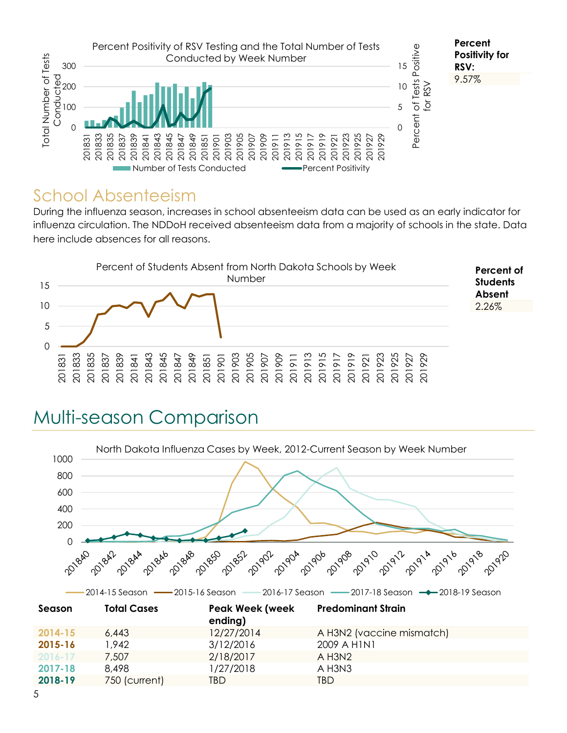Percent Positivity of RSV Testing and the Total Number of Tests Conducted by Week Number

**Percent Positivity for RSV:**
9.57%

## School Absenteeism

During the influenza season, increases in school absenteeism data can be used as an early indicator for influenza circulation. The NDDoH received absenteeism data from a majority of schools in the state. Data here include absences for all reasons.

Percent of Students Absent from North Dakota Schools by Week Number

**Percent of Students Absent**
2.26%

# Multi-season Comparison

North Dakota Influenza Cases by Week, 2012-Current Season by Week Number

| Season | Total Cases | Peak Week (week ending) | Predominant Strain |
|---|---|---|---|
| **2014-15** | 6,443 | 12/27/2014 | A H3N2 (vaccine mismatch) |
| **2015-16** | 1,942 | 3/12/2016 | 2009 A H1N1 |
| **2016-17** | 7,507 | 2/18/2017 | A H3N2 |
| **2017-18** | 8,498 | 1/27/2018 | A H3N3 |
| **2018-19** | 750 (current) | TBD | TBD |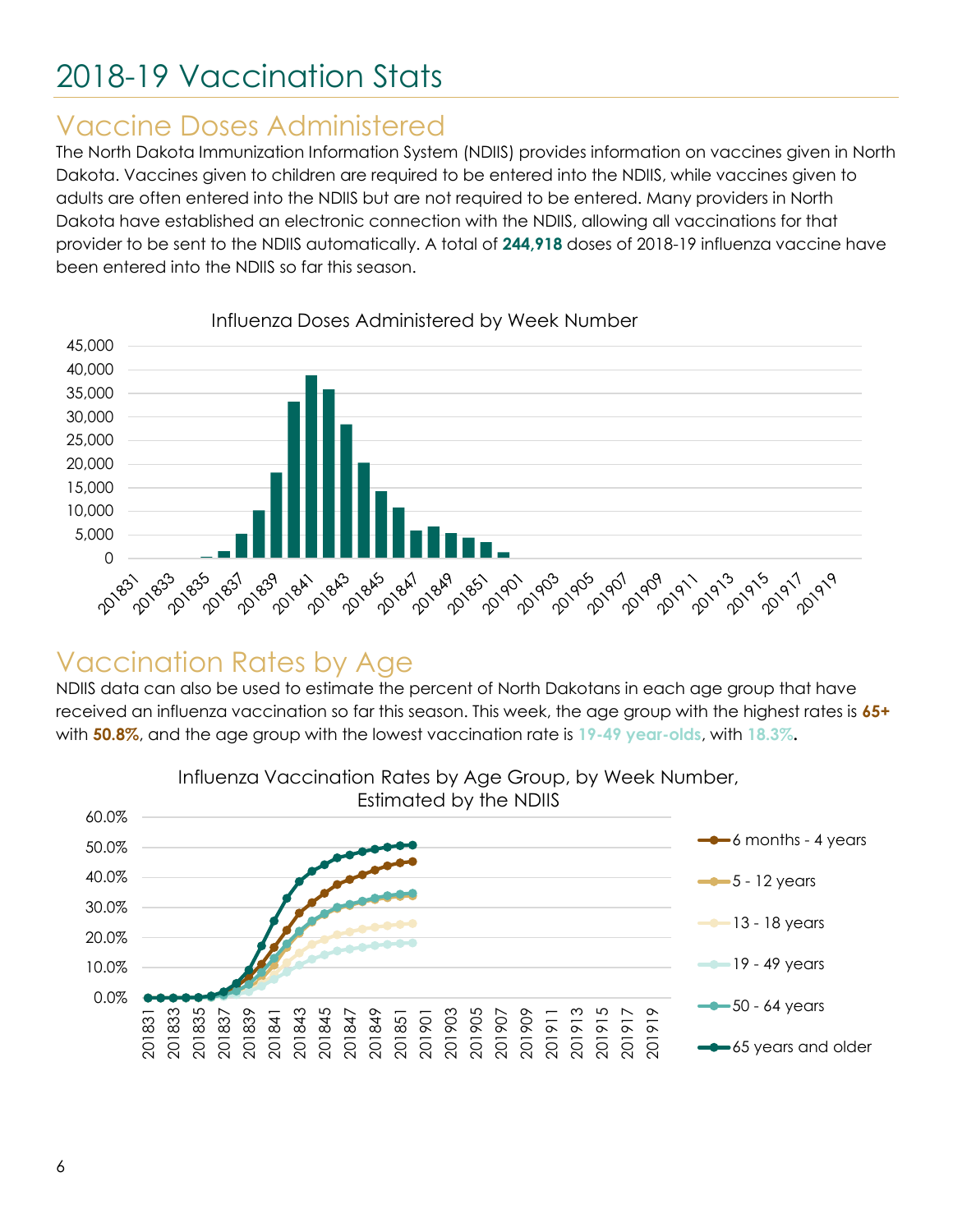# 2018-19 Vaccination Stats

## Vaccine Doses Administered

The North Dakota Immunization Information System (NDIIS) provides information on vaccines given in North Dakota. Vaccines given to children are required to be entered into the NDIIS, while vaccines given to adults are often entered into the NDIIS but are not required to be entered. Many providers in North Dakota have established an electronic connection with the NDIIS, allowing all vaccinations for that provider to be sent to the NDIIS automatically. A total of **244,918** doses of 2018-19 influenza vaccine have been entered into the NDIIS so far this season.

Influenza Doses Administered by Week Number

45,000
40,000
35,000
30,000
25,000
20,000
15,000
10,000
5,000
0

201831 201833 201835 201837 201839 201841 201843 201845 201847 201849 201851 201901 201903 201905 201907 201909 201911 201913 201915 201917 201919

## Vaccination Rates by Age

NDIIS data can also be used to estimate the percent of North Dakotans in each age group that have received an influenza vaccination so far this season. This week, the age group with the highest rates is **65+** with **50.8%**, and the age group with the lowest vaccination rate is **19-49 year-olds**, with **18.3%.**

Influenza Vaccination Rates by Age Group, by Week Number, Estimated by the NDIIS

60.0%
50.0%
40.0%
30.0%
20.0%
10.0%
0.0%

201831 201833 201835 201837 201839 201841 201843 201845 201847 201849 201851 201901 201903 201905 201907 201909 201911 201913 201915 201917 201919

6 months - 4 years
5 - 12 years
13 - 18 years
19 - 49 years
50 - 64 years
65 years and older